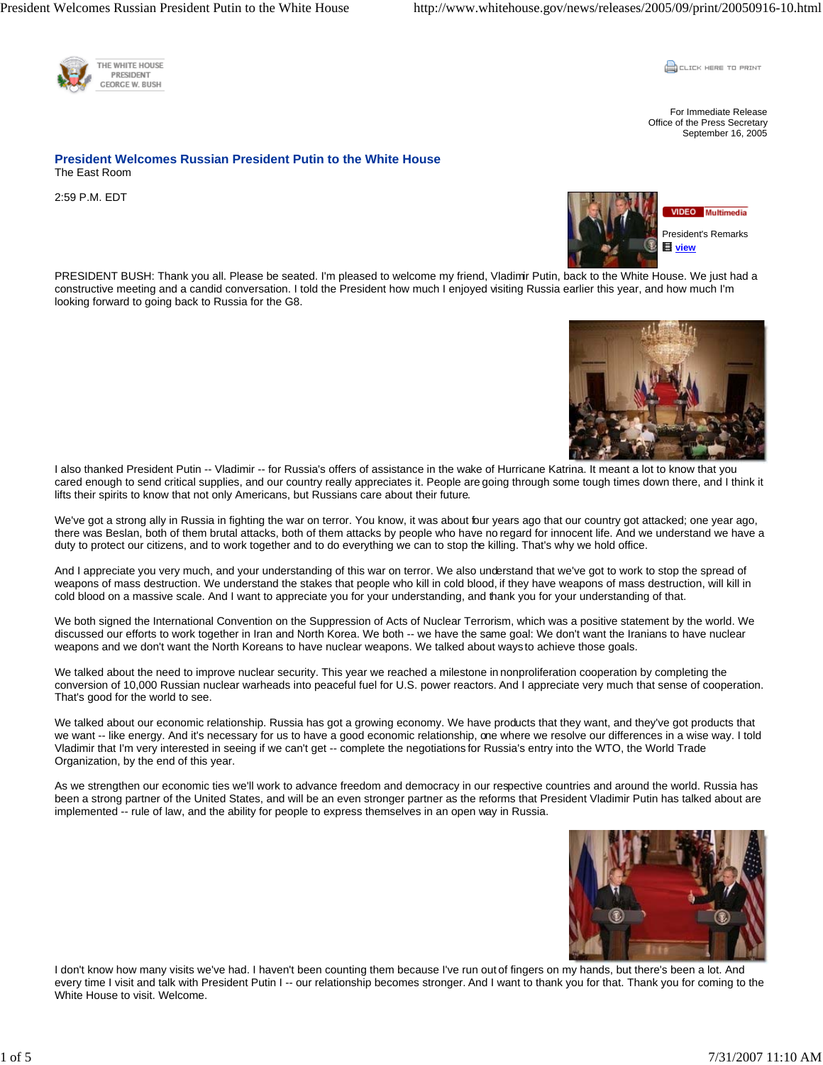THE WHITE HOUSE
PRESIDENT
GEORGE W. BUSH

CLICK HERE TO PRINT

For Immediate Release
Office of the Press Secretary
September 16, 2005

## President Welcomes Russian President Putin to the White House

The East Room

2:59 P.M. EDT

VIDEO Multimedia

President's Remarks
view

PRESIDENT BUSH: Thank you all. Please be seated. I'm pleased to welcome my friend, Vladimir Putin, back to the White House. We just had a constructive meeting and a candid conversation. I told the President how much I enjoyed visiting Russia earlier this year, and how much I'm looking forward to going back to Russia for the G8.

I also thanked President Putin -- Vladimir -- for Russia's offers of assistance in the wake of Hurricane Katrina. It meant a lot to know that you cared enough to send critical supplies, and our country really appreciates it. People are going through some tough times down there, and I think it lifts their spirits to know that not only Americans, but Russians care about their future.

We've got a strong ally in Russia in fighting the war on terror. You know, it was about four years ago that our country got attacked; one year ago, there was Beslan, both of them brutal attacks, both of them attacks by people who have no regard for innocent life. And we understand we have a duty to protect our citizens, and to work together and to do everything we can to stop the killing. That's why we hold office.

And I appreciate you very much, and your understanding of this war on terror. We also understand that we've got to work to stop the spread of weapons of mass destruction. We understand the stakes that people who kill in cold blood, if they have weapons of mass destruction, will kill in cold blood on a massive scale. And I want to appreciate you for your understanding, and thank you for your understanding of that.

We both signed the International Convention on the Suppression of Acts of Nuclear Terrorism, which was a positive statement by the world. We discussed our efforts to work together in Iran and North Korea. We both -- we have the same goal: We don't want the Iranians to have nuclear weapons and we don't want the North Koreans to have nuclear weapons. We talked about ways to achieve those goals.

We talked about the need to improve nuclear security. This year we reached a milestone in nonproliferation cooperation by completing the conversion of 10,000 Russian nuclear warheads into peaceful fuel for U.S. power reactors. And I appreciate very much that sense of cooperation. That's good for the world to see.

We talked about our economic relationship. Russia has got a growing economy. We have products that they want, and they've got products that we want -- like energy. And it's necessary for us to have a good economic relationship, one where we resolve our differences in a wise way. I told Vladimir that I'm very interested in seeing if we can't get -- complete the negotiations for Russia's entry into the WTO, the World Trade Organization, by the end of this year.

As we strengthen our economic ties we'll work to advance freedom and democracy in our respective countries and around the world. Russia has been a strong partner of the United States, and will be an even stronger partner as the reforms that President Vladimir Putin has talked about are implemented -- rule of law, and the ability for people to express themselves in an open way in Russia.

I don't know how many visits we've had. I haven't been counting them because I've run out of fingers on my hands, but there's been a lot. And every time I visit and talk with President Putin I -- our relationship becomes stronger. And I want to thank you for that. Thank you for coming to the White House to visit. Welcome.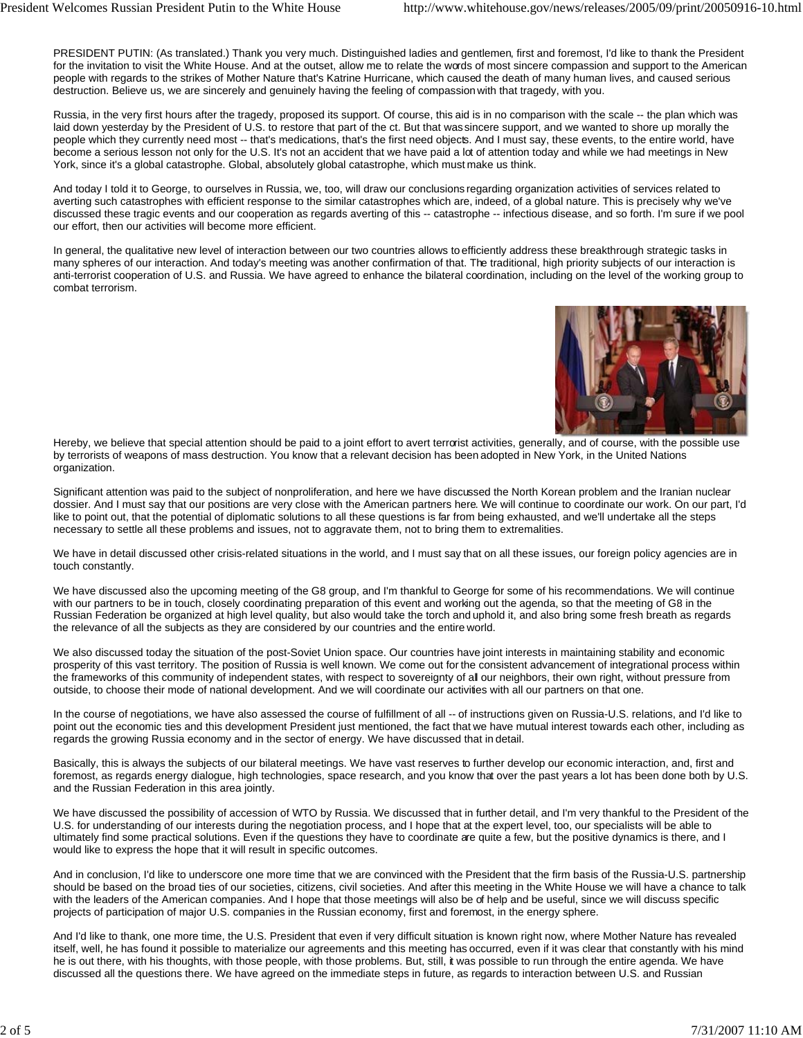PRESIDENT PUTIN: (As translated.) Thank you very much. Distinguished ladies and gentlemen, first and foremost, I'd like to thank the President for the invitation to visit the White House. And at the outset, allow me to relate the words of most sincere compassion and support to the American people with regards to the strikes of Mother Nature that's Katrine Hurricane, which caused the death of many human lives, and caused serious destruction. Believe us, we are sincerely and genuinely having the feeling of compassion with that tragedy, with you.

Russia, in the very first hours after the tragedy, proposed its support. Of course, this aid is in no comparison with the scale -- the plan which was laid down yesterday by the President of U.S. to restore that part of the ct. But that was sincere support, and we wanted to shore up morally the people which they currently need most -- that's medications, that's the first need objects. And I must say, these events, to the entire world, have become a serious lesson not only for the U.S. It's not an accident that we have paid a lot of attention today and while we had meetings in New York, since it's a global catastrophe. Global, absolutely global catastrophe, which must make us think.

And today I told it to George, to ourselves in Russia, we, too, will draw our conclusions regarding organization activities of services related to averting such catastrophes with efficient response to the similar catastrophes which are, indeed, of a global nature. This is precisely why we've discussed these tragic events and our cooperation as regards averting of this -- catastrophe -- infectious disease, and so forth. I'm sure if we pool our effort, then our activities will become more efficient.

In general, the qualitative new level of interaction between our two countries allows to efficiently address these breakthrough strategic tasks in many spheres of our interaction. And today's meeting was another confirmation of that. The traditional, high priority subjects of our interaction is anti-terrorist cooperation of U.S. and Russia. We have agreed to enhance the bilateral coordination, including on the level of the working group to combat terrorism.

Hereby, we believe that special attention should be paid to a joint effort to avert terrorist activities, generally, and of course, with the possible use by terrorists of weapons of mass destruction. You know that a relevant decision has been adopted in New York, in the United Nations organization.

Significant attention was paid to the subject of nonproliferation, and here we have discussed the North Korean problem and the Iranian nuclear dossier. And I must say that our positions are very close with the American partners here. We will continue to coordinate our work. On our part, I'd like to point out, that the potential of diplomatic solutions to all these questions is far from being exhausted, and we'll undertake all the steps necessary to settle all these problems and issues, not to aggravate them, not to bring them to extremalities.

We have in detail discussed other crisis-related situations in the world, and I must say that on all these issues, our foreign policy agencies are in touch constantly.

We have discussed also the upcoming meeting of the G8 group, and I'm thankful to George for some of his recommendations. We will continue with our partners to be in touch, closely coordinating preparation of this event and working out the agenda, so that the meeting of G8 in the Russian Federation be organized at high level quality, but also would take the torch and uphold it, and also bring some fresh breath as regards the relevance of all the subjects as they are considered by our countries and the entire world.

We also discussed today the situation of the post-Soviet Union space. Our countries have joint interests in maintaining stability and economic prosperity of this vast territory. The position of Russia is well known. We come out for the consistent advancement of integrational process within the frameworks of this community of independent states, with respect to sovereignty of all our neighbors, their own right, without pressure from outside, to choose their mode of national development. And we will coordinate our activities with all our partners on that one.

In the course of negotiations, we have also assessed the course of fulfillment of all -- of instructions given on Russia-U.S. relations, and I'd like to point out the economic ties and this development President just mentioned, the fact that we have mutual interest towards each other, including as regards the growing Russia economy and in the sector of energy. We have discussed that in detail.

Basically, this is always the subjects of our bilateral meetings. We have vast reserves to further develop our economic interaction, and, first and foremost, as regards energy dialogue, high technologies, space research, and you know that over the past years a lot has been done both by U.S. and the Russian Federation in this area jointly.

We have discussed the possibility of accession of WTO by Russia. We discussed that in further detail, and I'm very thankful to the President of the U.S. for understanding of our interests during the negotiation process, and I hope that at the expert level, too, our specialists will be able to ultimately find some practical solutions. Even if the questions they have to coordinate are quite a few, but the positive dynamics is there, and I would like to express the hope that it will result in specific outcomes.

And in conclusion, I'd like to underscore one more time that we are convinced with the President that the firm basis of the Russia-U.S. partnership should be based on the broad ties of our societies, citizens, civil societies. And after this meeting in the White House we will have a chance to talk with the leaders of the American companies. And I hope that those meetings will also be of help and be useful, since we will discuss specific projects of participation of major U.S. companies in the Russian economy, first and foremost, in the energy sphere.

And I'd like to thank, one more time, the U.S. President that even if very difficult situation is known right now, where Mother Nature has revealed itself, well, he has found it possible to materialize our agreements and this meeting has occurred, even if it was clear that constantly with his mind he is out there, with his thoughts, with those people, with those problems. But, still, it was possible to run through the entire agenda. We have discussed all the questions there. We have agreed on the immediate steps in future, as regards to interaction between U.S. and Russian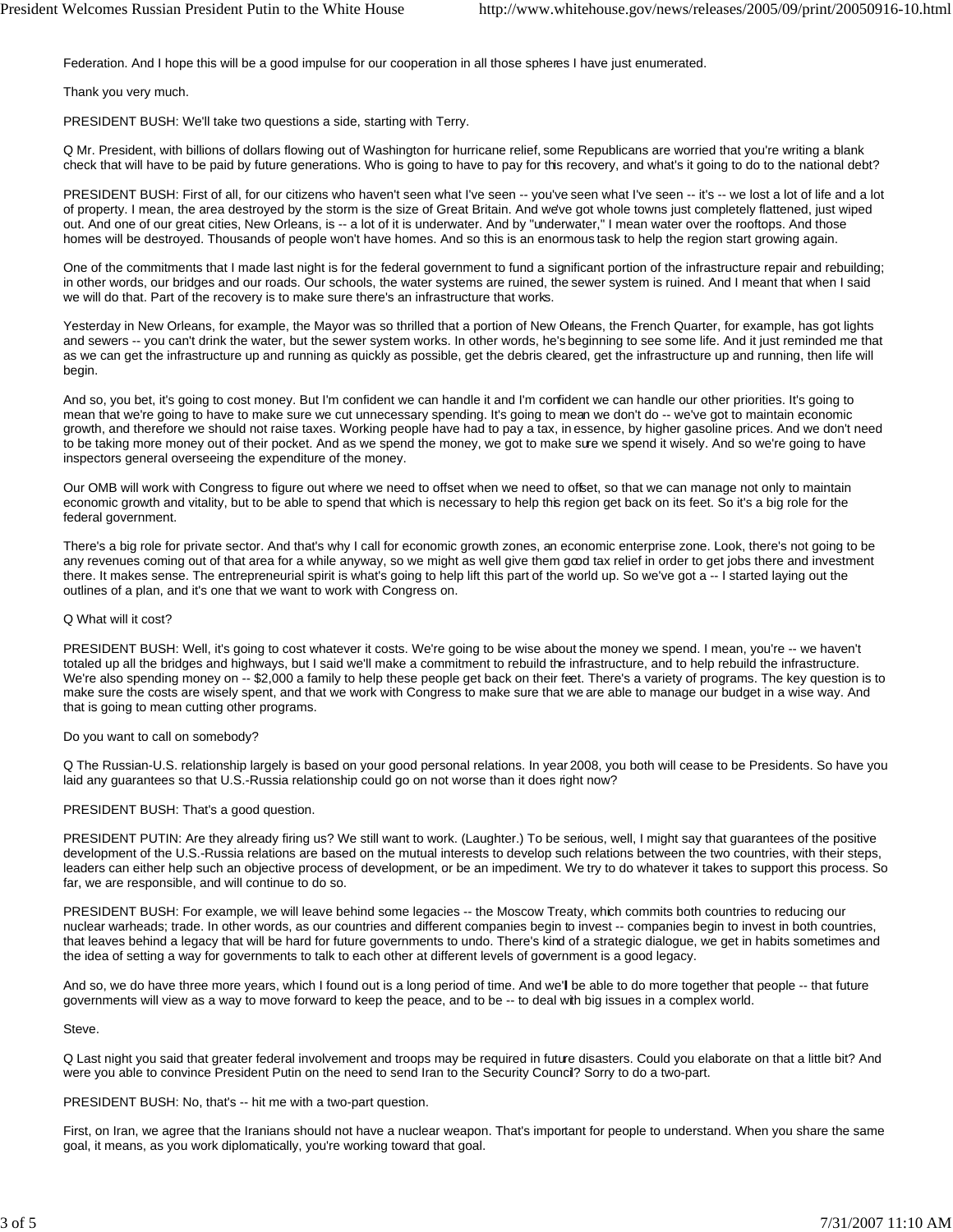Federation. And I hope this will be a good impulse for our cooperation in all those spheres I have just enumerated.

Thank you very much.

PRESIDENT BUSH: We'll take two questions a side, starting with Terry.

Q Mr. President, with billions of dollars flowing out of Washington for hurricane relief, some Republicans are worried that you're writing a blank check that will have to be paid by future generations. Who is going to have to pay for this recovery, and what's it going to do to the national debt?

PRESIDENT BUSH: First of all, for our citizens who haven't seen what I've seen -- you've seen what I've seen -- it's -- we lost a lot of life and a lot of property. I mean, the area destroyed by the storm is the size of Great Britain. And we've got whole towns just completely flattened, just wiped out. And one of our great cities, New Orleans, is -- a lot of it is underwater. And by "underwater," I mean water over the rooftops. And those homes will be destroyed. Thousands of people won't have homes. And so this is an enormous task to help the region start growing again.

One of the commitments that I made last night is for the federal government to fund a significant portion of the infrastructure repair and rebuilding; in other words, our bridges and our roads. Our schools, the water systems are ruined, the sewer system is ruined. And I meant that when I said we will do that. Part of the recovery is to make sure there's an infrastructure that works.

Yesterday in New Orleans, for example, the Mayor was so thrilled that a portion of New Orleans, the French Quarter, for example, has got lights and sewers -- you can't drink the water, but the sewer system works. In other words, he's beginning to see some life. And it just reminded me that as we can get the infrastructure up and running as quickly as possible, get the debris cleared, get the infrastructure up and running, then life will begin.

And so, you bet, it's going to cost money. But I'm confident we can handle it and I'm confident we can handle our other priorities. It's going to mean that we're going to have to make sure we cut unnecessary spending. It's going to mean we don't do -- we've got to maintain economic growth, and therefore we should not raise taxes. Working people have had to pay a tax, in essence, by higher gasoline prices. And we don't need to be taking more money out of their pocket. And as we spend the money, we got to make sure we spend it wisely. And so we're going to have inspectors general overseeing the expenditure of the money.

Our OMB will work with Congress to figure out where we need to offset when we need to offset, so that we can manage not only to maintain economic growth and vitality, but to be able to spend that which is necessary to help this region get back on its feet. So it's a big role for the federal government.

There's a big role for private sector. And that's why I call for economic growth zones, an economic enterprise zone. Look, there's not going to be any revenues coming out of that area for a while anyway, so we might as well give them good tax relief in order to get jobs there and investment there. It makes sense. The entrepreneurial spirit is what's going to help lift this part of the world up. So we've got a -- I started laying out the outlines of a plan, and it's one that we want to work with Congress on.

Q What will it cost?

PRESIDENT BUSH: Well, it's going to cost whatever it costs. We're going to be wise about the money we spend. I mean, you're -- we haven't totaled up all the bridges and highways, but I said we'll make a commitment to rebuild the infrastructure, and to help rebuild the infrastructure. We're also spending money on -- $2,000 a family to help these people get back on their feet. There's a variety of programs. The key question is to make sure the costs are wisely spent, and that we work with Congress to make sure that we are able to manage our budget in a wise way. And that is going to mean cutting other programs.

Do you want to call on somebody?

Q The Russian-U.S. relationship largely is based on your good personal relations. In year 2008, you both will cease to be Presidents. So have you laid any guarantees so that U.S.-Russia relationship could go on not worse than it does right now?

PRESIDENT BUSH: That's a good question.

PRESIDENT PUTIN: Are they already firing us? We still want to work. (Laughter.) To be serious, well, I might say that guarantees of the positive development of the U.S.-Russia relations are based on the mutual interests to develop such relations between the two countries, with their steps, leaders can either help such an objective process of development, or be an impediment. We try to do whatever it takes to support this process. So far, we are responsible, and will continue to do so.

PRESIDENT BUSH: For example, we will leave behind some legacies -- the Moscow Treaty, which commits both countries to reducing our nuclear warheads; trade. In other words, as our countries and different companies begin to invest -- companies begin to invest in both countries, that leaves behind a legacy that will be hard for future governments to undo. There's kind of a strategic dialogue, we get in habits sometimes and the idea of setting a way for governments to talk to each other at different levels of government is a good legacy.

And so, we do have three more years, which I found out is a long period of time. And we'll be able to do more together that people -- that future governments will view as a way to move forward to keep the peace, and to be -- to deal with big issues in a complex world.

Steve.

Q Last night you said that greater federal involvement and troops may be required in future disasters. Could you elaborate on that a little bit? And were you able to convince President Putin on the need to send Iran to the Security Council? Sorry to do a two-part.

PRESIDENT BUSH: No, that's -- hit me with a two-part question.

First, on Iran, we agree that the Iranians should not have a nuclear weapon. That's important for people to understand. When you share the same goal, it means, as you work diplomatically, you're working toward that goal.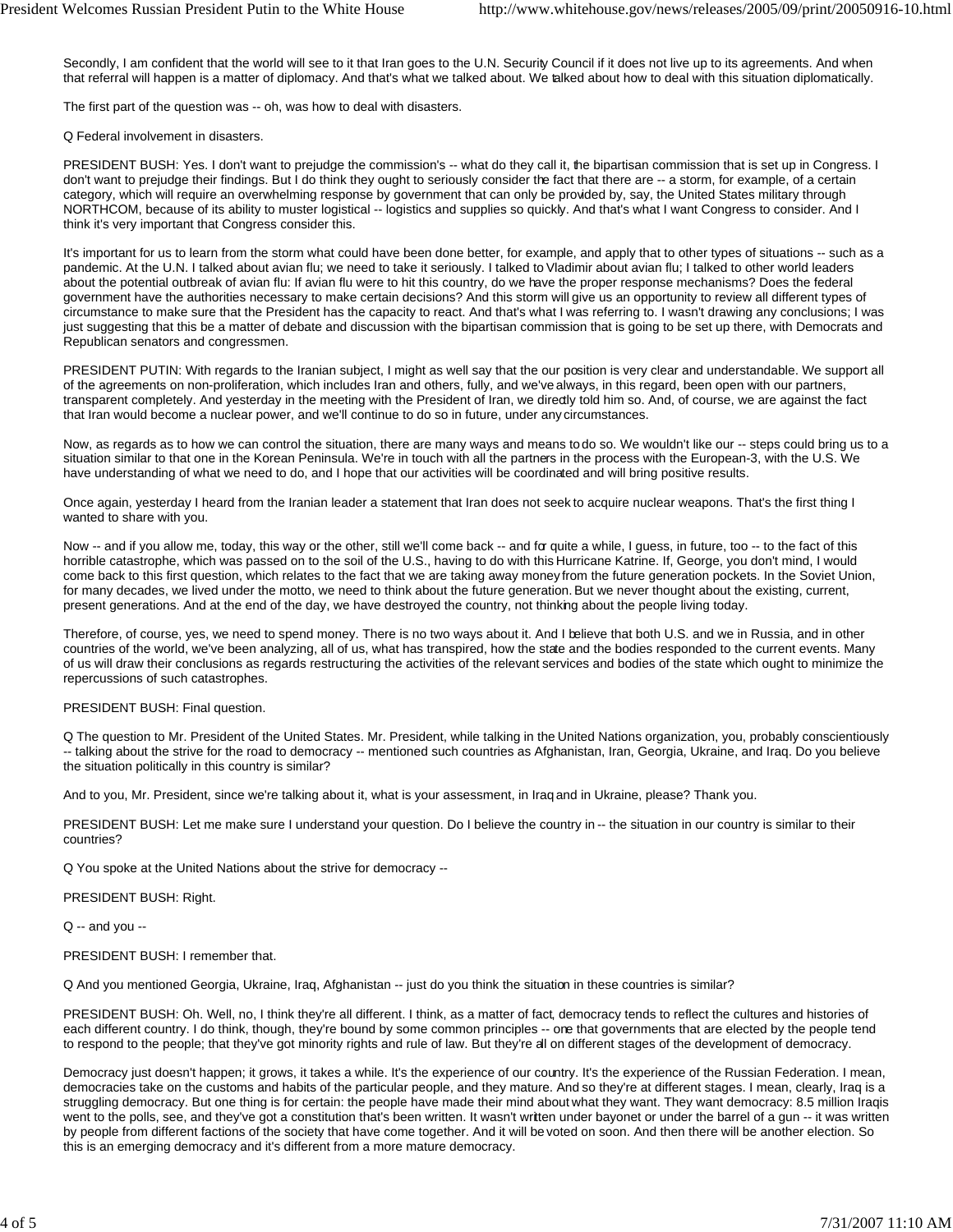Secondly, I am confident that the world will see to it that Iran goes to the U.N. Security Council if it does not live up to its agreements. And when that referral will happen is a matter of diplomacy. And that's what we talked about. We talked about how to deal with this situation diplomatically.

The first part of the question was -- oh, was how to deal with disasters.

Q Federal involvement in disasters.

PRESIDENT BUSH: Yes. I don't want to prejudge the commission's -- what do they call it, the bipartisan commission that is set up in Congress. I don't want to prejudge their findings. But I do think they ought to seriously consider the fact that there are -- a storm, for example, of a certain category, which will require an overwhelming response by government that can only be provided by, say, the United States military through NORTHCOM, because of its ability to muster logistical -- logistics and supplies so quickly. And that's what I want Congress to consider. And I think it's very important that Congress consider this.

It's important for us to learn from the storm what could have been done better, for example, and apply that to other types of situations -- such as a pandemic. At the U.N. I talked about avian flu; we need to take it seriously. I talked to Vladimir about avian flu; I talked to other world leaders about the potential outbreak of avian flu: If avian flu were to hit this country, do we have the proper response mechanisms? Does the federal government have the authorities necessary to make certain decisions? And this storm will give us an opportunity to review all different types of circumstance to make sure that the President has the capacity to react. And that's what I was referring to. I wasn't drawing any conclusions; I was just suggesting that this be a matter of debate and discussion with the bipartisan commission that is going to be set up there, with Democrats and Republican senators and congressmen.

PRESIDENT PUTIN: With regards to the Iranian subject, I might as well say that the our position is very clear and understandable. We support all of the agreements on non-proliferation, which includes Iran and others, fully, and we've always, in this regard, been open with our partners, transparent completely. And yesterday in the meeting with the President of Iran, we directly told him so. And, of course, we are against the fact that Iran would become a nuclear power, and we'll continue to do so in future, under any circumstances.

Now, as regards as to how we can control the situation, there are many ways and means to do so. We wouldn't like our -- steps could bring us to a situation similar to that one in the Korean Peninsula. We're in touch with all the partners in the process with the European-3, with the U.S. We have understanding of what we need to do, and I hope that our activities will be coordinated and will bring positive results.

Once again, yesterday I heard from the Iranian leader a statement that Iran does not seek to acquire nuclear weapons. That's the first thing I wanted to share with you.

Now -- and if you allow me, today, this way or the other, still we'll come back -- and for quite a while, I guess, in future, too -- to the fact of this horrible catastrophe, which was passed on to the soil of the U.S., having to do with this Hurricane Katrine. If, George, you don't mind, I would come back to this first question, which relates to the fact that we are taking away money from the future generation pockets. In the Soviet Union, for many decades, we lived under the motto, we need to think about the future generation. But we never thought about the existing, current, present generations. And at the end of the day, we have destroyed the country, not thinking about the people living today.

Therefore, of course, yes, we need to spend money. There is no two ways about it. And I believe that both U.S. and we in Russia, and in other countries of the world, we've been analyzing, all of us, what has transpired, how the state and the bodies responded to the current events. Many of us will draw their conclusions as regards restructuring the activities of the relevant services and bodies of the state which ought to minimize the repercussions of such catastrophes.

PRESIDENT BUSH: Final question.

Q The question to Mr. President of the United States. Mr. President, while talking in the United Nations organization, you, probably conscientiously -- talking about the strive for the road to democracy -- mentioned such countries as Afghanistan, Iran, Georgia, Ukraine, and Iraq. Do you believe the situation politically in this country is similar?

And to you, Mr. President, since we're talking about it, what is your assessment, in Iraq and in Ukraine, please? Thank you.

PRESIDENT BUSH: Let me make sure I understand your question. Do I believe the country in -- the situation in our country is similar to their countries?

Q You spoke at the United Nations about the strive for democracy --

PRESIDENT BUSH: Right.

Q -- and you --

PRESIDENT BUSH: I remember that.

Q And you mentioned Georgia, Ukraine, Iraq, Afghanistan -- just do you think the situation in these countries is similar?

PRESIDENT BUSH: Oh. Well, no, I think they're all different. I think, as a matter of fact, democracy tends to reflect the cultures and histories of each different country. I do think, though, they're bound by some common principles -- one that governments that are elected by the people tend to respond to the people; that they've got minority rights and rule of law. But they're all on different stages of the development of democracy.

Democracy just doesn't happen; it grows, it takes a while. It's the experience of our country. It's the experience of the Russian Federation. I mean, democracies take on the customs and habits of the particular people, and they mature. And so they're at different stages. I mean, clearly, Iraq is a struggling democracy. But one thing is for certain: the people have made their mind about what they want. They want democracy: 8.5 million Iraqis went to the polls, see, and they've got a constitution that's been written. It wasn't written under bayonet or under the barrel of a gun -- it was written by people from different factions of the society that have come together. And it will be voted on soon. And then there will be another election. So this is an emerging democracy and it's different from a more mature democracy.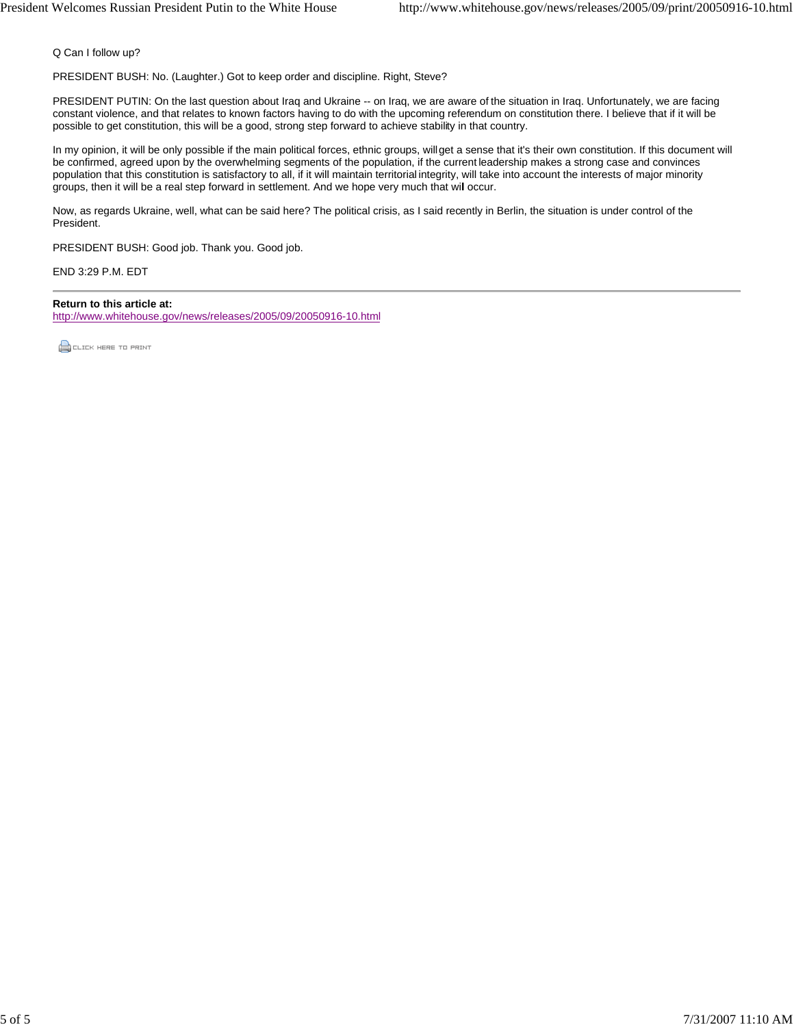Q Can I follow up?

PRESIDENT BUSH: No. (Laughter.) Got to keep order and discipline. Right, Steve?

PRESIDENT PUTIN: On the last question about Iraq and Ukraine -- on Iraq, we are aware of the situation in Iraq. Unfortunately, we are facing constant violence, and that relates to known factors having to do with the upcoming referendum on constitution there. I believe that if it will be possible to get constitution, this will be a good, strong step forward to achieve stability in that country.

In my opinion, it will be only possible if the main political forces, ethnic groups, will get a sense that it's their own constitution. If this document will be confirmed, agreed upon by the overwhelming segments of the population, if the current leadership makes a strong case and convinces population that this constitution is satisfactory to all, if it will maintain territorial integrity, will take into account the interests of major minority groups, then it will be a real step forward in settlement. And we hope very much that will occur.

Now, as regards Ukraine, well, what can be said here? The political crisis, as I said recently in Berlin, the situation is under control of the President.

PRESIDENT BUSH: Good job. Thank you. Good job.

END 3:29 P.M. EDT

---

**Return to this article at:**
http://www.whitehouse.gov/news/releases/2005/09/20050916-10.html

CLICK HERE TO PRINT